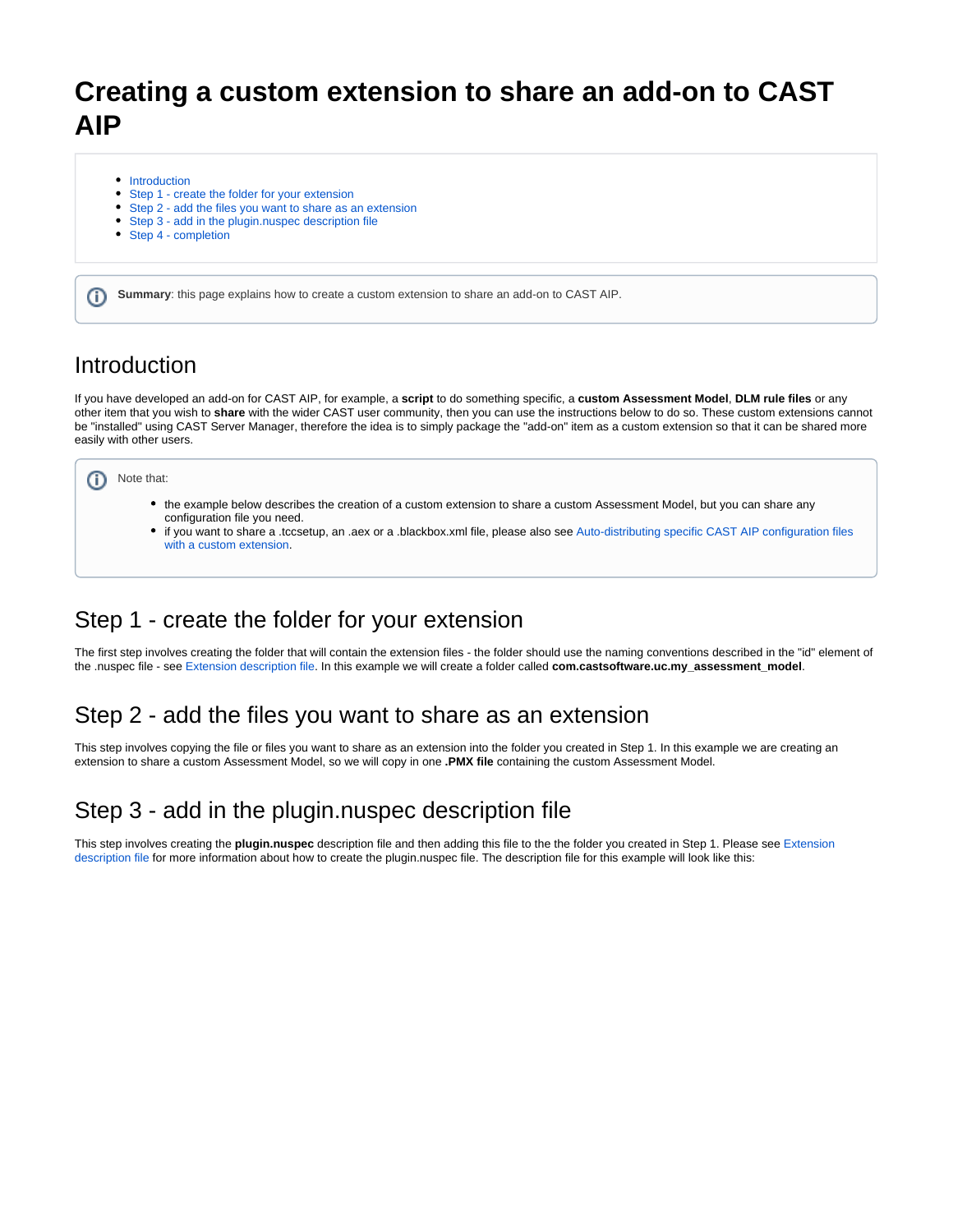# Creating a custom extension to share an add-on to CAST AIP

- Introduction
- Step 1 - create the folder for your extension
- Step 2 - add the files you want to share as an extension
- Step 3 - add in the plugin.nuspec description file
- Step 4 - completion

**Summary**: this page explains how to create a custom extension to share an add-on to CAST AIP.

## Introduction

If you have developed an add-on for CAST AIP, for example, a **script** to do something specific, a **custom Assessment Model**, **DLM rule files** or any other item that you wish to **share** with the wider CAST user community, then you can use the instructions below to do so. These custom extensions cannot be "installed" using CAST Server Manager, therefore the idea is to simply package the "add-on" item as a custom extension so that it can be shared more easily with other users.

Note that:

- the example below describes the creation of a custom extension to share a custom Assessment Model, but you can share any configuration file you need.
- if you want to share a .tccsetup, an .aex or a .blackbox.xml file, please also see Auto-distributing specific CAST AIP configuration files with a custom extension.

## Step 1 - create the folder for your extension

The first step involves creating the folder that will contain the extension files - the folder should use the naming conventions described in the "id" element of the .nuspec file - see Extension description file. In this example we will create a folder called **com.castsoftware.uc.my_assessment_model**.

## Step 2 - add the files you want to share as an extension

This step involves copying the file or files you want to share as an extension into the folder you created in Step 1. In this example we are creating an extension to share a custom Assessment Model, so we will copy in one **.PMX file** containing the custom Assessment Model.

## Step 3 - add in the plugin.nuspec description file

This step involves creating the **plugin.nuspec** description file and then adding this file to the the folder you created in Step 1. Please see Extension description file for more information about how to create the plugin.nuspec file. The description file for this example will look like this: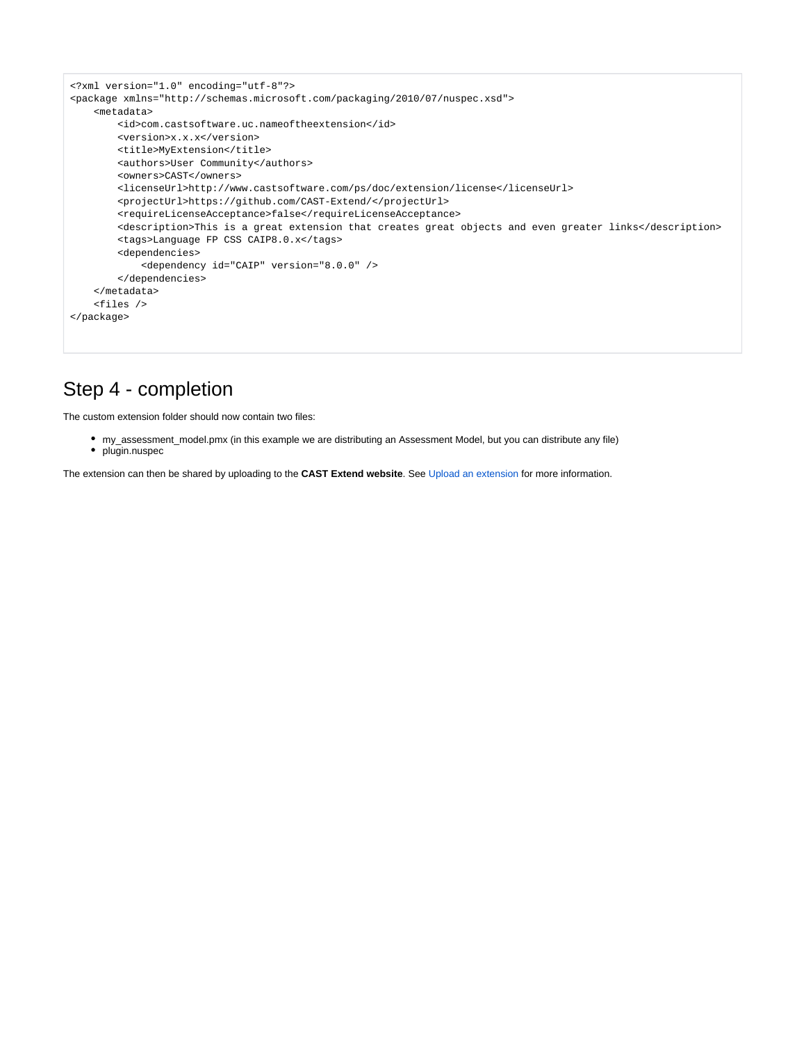```xml
<?xml version="1.0" encoding="utf-8"?>
<package xmlns="http://schemas.microsoft.com/packaging/2010/07/nuspec.xsd">
    <metadata>
        <id>com.castsoftware.uc.nameoftheextension</id>
        <version>x.x.x</version>
        <title>MyExtension</title>
        <authors>User Community</authors>
        <owners>CAST</owners>
        <licenseUrl>http://www.castsoftware.com/ps/doc/extension/license</licenseUrl>
        <projectUrl>https://github.com/CAST-Extend/</projectUrl>
        <requireLicenseAcceptance>false</requireLicenseAcceptance>
        <description>This is a great extension that creates great objects and even greater links</description>
        <tags>Language FP CSS CAIP8.0.x</tags>
        <dependencies>
            <dependency id="CAIP" version="8.0.0" />
        </dependencies>
    </metadata>
    <files />
</package>
```

# Step 4 - completion

The custom extension folder should now contain two files:

- my_assessment_model.pmx (in this example we are distributing an Assessment Model, but you can distribute any file)
- plugin.nuspec

The extension can then be shared by uploading to the **CAST Extend website**. See Upload an extension for more information.